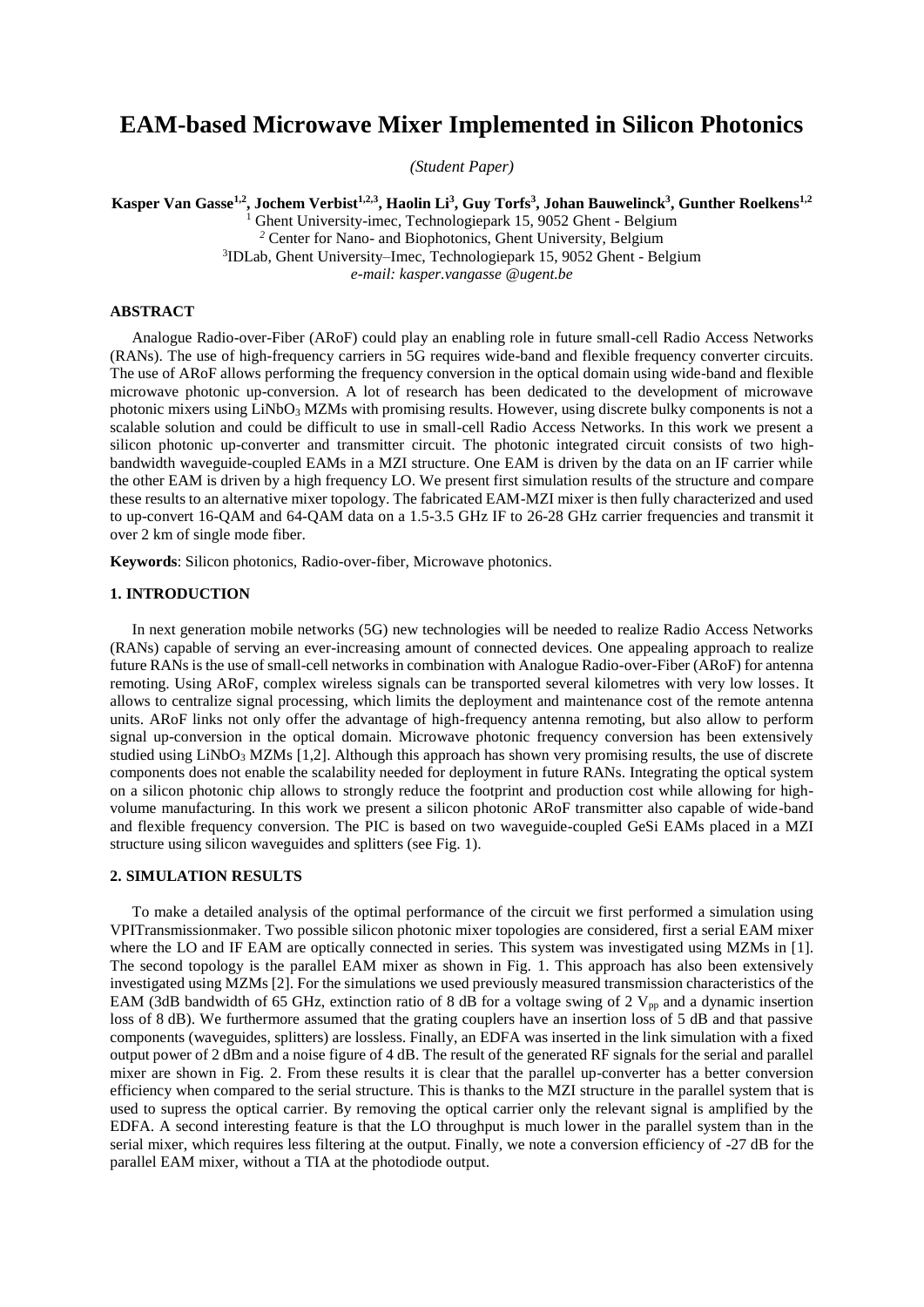# EAM-based Microwave Mixer Implemented in Silicon Photonics

*(Student Paper)*

**Kasper Van Gasse[1,2], Jochem Verbist[1,2,3], Haolin Li[3], Guy Torfs[3], Johan Bauwelinck[3], Gunther Roelkens[1,2]**

[1] Ghent University-imec, Technologiepark 15, 9052 Ghent - Belgium
[2] Center for Nano- and Biophotonics, Ghent University, Belgium
[3]IDLab, Ghent University–Imec, Technologiepark 15, 9052 Ghent - Belgium
*e-mail: kasper.vangasse @ugent.be*

### ABSTRACT

Analogue Radio-over-Fiber (ARoF) could play an enabling role in future small-cell Radio Access Networks (RANs). The use of high-frequency carriers in 5G requires wide-band and flexible frequency converter circuits. The use of ARoF allows performing the frequency conversion in the optical domain using wide-band and flexible microwave photonic up-conversion. A lot of research has been dedicated to the development of microwave photonic mixers using $LiNbO_3$ MZMs with promising results. However, using discrete bulky components is not a scalable solution and could be difficult to use in small-cell Radio Access Networks. In this work we present a silicon photonic up-converter and transmitter circuit. The photonic integrated circuit consists of two high-bandwidth waveguide-coupled EAMs in a MZI structure. One EAM is driven by the data on an IF carrier while the other EAM is driven by a high frequency LO. We present first simulation results of the structure and compare these results to an alternative mixer topology. The fabricated EAM-MZI mixer is then fully characterized and used to up-convert 16-QAM and 64-QAM data on a 1.5-3.5 GHz IF to 26-28 GHz carrier frequencies and transmit it over 2 km of single mode fiber.

**Keywords**: Silicon photonics, Radio-over-fiber, Microwave photonics.

### 1. INTRODUCTION

In next generation mobile networks (5G) new technologies will be needed to realize Radio Access Networks (RANs) capable of serving an ever-increasing amount of connected devices. One appealing approach to realize future RANs is the use of small-cell networks in combination with Analogue Radio-over-Fiber (ARoF) for antenna remoting. Using ARoF, complex wireless signals can be transported several kilometres with very low losses. It allows to centralize signal processing, which limits the deployment and maintenance cost of the remote antenna units. ARoF links not only offer the advantage of high-frequency antenna remoting, but also allow to perform signal up-conversion in the optical domain. Microwave photonic frequency conversion has been extensively studied using $LiNbO_3$ MZMs [1,2]. Although this approach has shown very promising results, the use of discrete components does not enable the scalability needed for deployment in future RANs. Integrating the optical system on a silicon photonic chip allows to strongly reduce the footprint and production cost while allowing for high-volume manufacturing. In this work we present a silicon photonic ARoF transmitter also capable of wide-band and flexible frequency conversion. The PIC is based on two waveguide-coupled GeSi EAMs placed in a MZI structure using silicon waveguides and splitters (see Fig. 1).

### 2. SIMULATION RESULTS

To make a detailed analysis of the optimal performance of the circuit we first performed a simulation using VPITransmissionmaker. Two possible silicon photonic mixer topologies are considered, first a serial EAM mixer where the LO and IF EAM are optically connected in series. This system was investigated using MZMs in [1]. The second topology is the parallel EAM mixer as shown in Fig. 1. This approach has also been extensively investigated using MZMs [2]. For the simulations we used previously measured transmission characteristics of the EAM (3dB bandwidth of 65 GHz, extinction ratio of 8 dB for a voltage swing of 2 $V_{pp}$ and a dynamic insertion loss of 8 dB). We furthermore assumed that the grating couplers have an insertion loss of 5 dB and that passive components (waveguides, splitters) are lossless. Finally, an EDFA was inserted in the link simulation with a fixed output power of 2 dBm and a noise figure of 4 dB. The result of the generated RF signals for the serial and parallel mixer are shown in Fig. 2. From these results it is clear that the parallel up-converter has a better conversion efficiency when compared to the serial structure. This is thanks to the MZI structure in the parallel system that is used to supress the optical carrier. By removing the optical carrier only the relevant signal is amplified by the EDFA. A second interesting feature is that the LO throughput is much lower in the parallel system than in the serial mixer, which requires less filtering at the output. Finally, we note a conversion efficiency of -27 dB for the parallel EAM mixer, without a TIA at the photodiode output.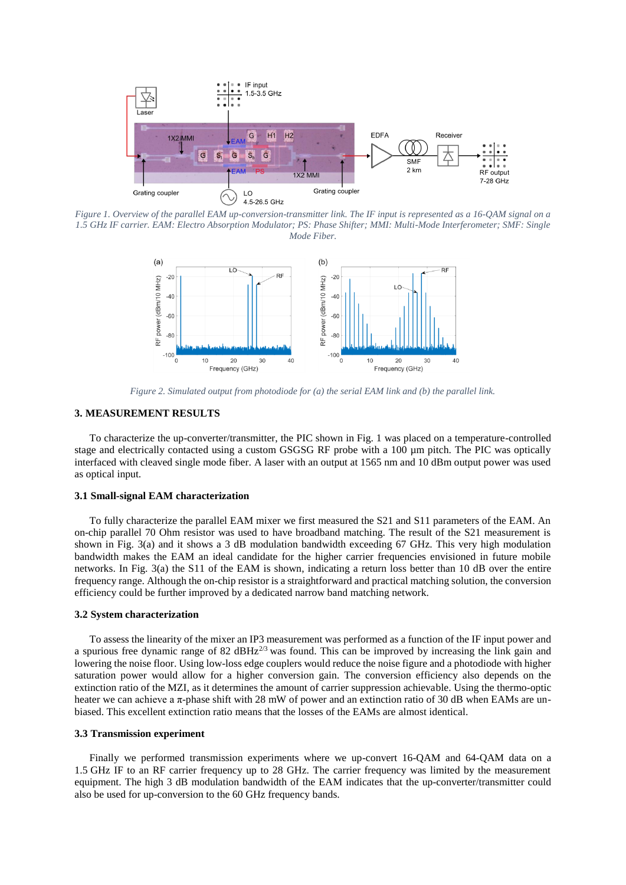*Figure 1. Overview of the parallel EAM up-conversion-transmitter link. The IF input is represented as a 16-QAM signal on a 1.5 GHz IF carrier. EAM: Electro Absorption Modulator; PS: Phase Shifter; MMI: Multi-Mode Interferometer; SMF: Single Mode Fiber.*

*Figure 2. Simulated output from photodiode for (a) the serial EAM link and (b) the parallel link.*

## 3. MEASUREMENT RESULTS

To characterize the up-converter/transmitter, the PIC shown in Fig. 1 was placed on a temperature-controlled stage and electrically contacted using a custom GSGSG RF probe with a 100 µm pitch. The PIC was optically interfaced with cleaved single mode fiber. A laser with an output at 1565 nm and 10 dBm output power was used as optical input.

### 3.1 Small-signal EAM characterization

To fully characterize the parallel EAM mixer we first measured the S21 and S11 parameters of the EAM. An on-chip parallel 70 Ohm resistor was used to have broadband matching. The result of the S21 measurement is shown in Fig. 3(a) and it shows a 3 dB modulation bandwidth exceeding 67 GHz. This very high modulation bandwidth makes the EAM an ideal candidate for the higher carrier frequencies envisioned in future mobile networks. In Fig. 3(a) the S11 of the EAM is shown, indicating a return loss better than 10 dB over the entire frequency range. Although the on-chip resistor is a straightforward and practical matching solution, the conversion efficiency could be further improved by a dedicated narrow band matching network.

### 3.2 System characterization

To assess the linearity of the mixer an IP3 measurement was performed as a function of the IF input power and a spurious free dynamic range of 82 dBHz$^{2/3}$ was found. This can be improved by increasing the link gain and lowering the noise floor. Using low-loss edge couplers would reduce the noise figure and a photodiode with higher saturation power would allow for a higher conversion gain. The conversion efficiency also depends on the extinction ratio of the MZI, as it determines the amount of carrier suppression achievable. Using the thermo-optic heater we can achieve a $\pi$-phase shift with 28 mW of power and an extinction ratio of 30 dB when EAMs are un-biased. This excellent extinction ratio means that the losses of the EAMs are almost identical.

### 3.3 Transmission experiment

Finally we performed transmission experiments where we up-convert 16-QAM and 64-QAM data on a 1.5 GHz IF to an RF carrier frequency up to 28 GHz. The carrier frequency was limited by the measurement equipment. The high 3 dB modulation bandwidth of the EAM indicates that the up-converter/transmitter could also be used for up-conversion to the 60 GHz frequency bands.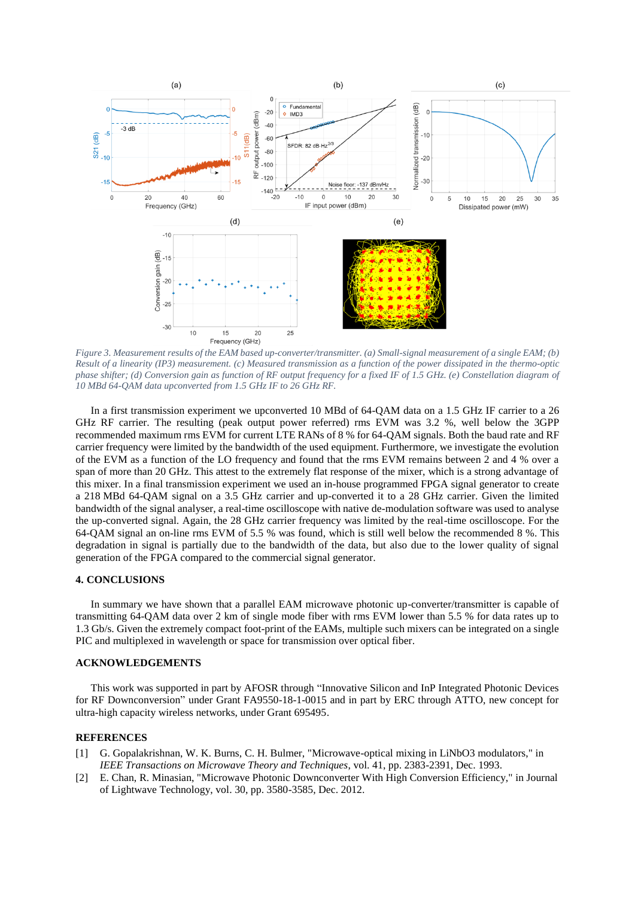(a)

0

-3 dB

-5

-10

-15

S21 (dB)

0

-5

-10

-15

S11(dB)

0 20 40 60

Frequency (GHz)

(b)

Fundamental

IMD3

SFDR: 82 dB·Hz$^{2/3}$

Noise floor: -137 dBm/Hz

RF output power (dBm)

0 -20 -40 -60 -80 -100 -120 -140

-20 -10 0 10 20 30

IF input power (dBm)

(c)

Normalized transmission (dB)

0 -10 -20 -30

0 5 10 15 20 25 30 35

Dissipated power (mW)

(d)

Conversion gain (dB)

-10 -15 -20 -25 -30

10 15 20 25

Frequency (GHz)

(e)

*Figure 3. Measurement results of the EAM based up-converter/transmitter. (a) Small-signal measurement of a single EAM; (b) Result of a linearity (IP3) measurement. (c) Measured transmission as a function of the power dissipated in the thermo-optic phase shifter; (d) Conversion gain as function of RF output frequency for a fixed IF of 1.5 GHz. (e) Constellation diagram of 10 MBd 64-QAM data upconverted from 1.5 GHz IF to 26 GHz RF.*

In a first transmission experiment we upconverted 10 MBd of 64-QAM data on a 1.5 GHz IF carrier to a 26 GHz RF carrier. The resulting (peak output power referred) rms EVM was 3.2 %, well below the 3GPP recommended maximum rms EVM for current LTE RANs of 8 % for 64-QAM signals. Both the baud rate and RF carrier frequency were limited by the bandwidth of the used equipment. Furthermore, we investigate the evolution of the EVM as a function of the LO frequency and found that the rms EVM remains between 2 and 4 % over a span of more than 20 GHz. This attest to the extremely flat response of the mixer, which is a strong advantage of this mixer. In a final transmission experiment we used an in-house programmed FPGA signal generator to create a 218 MBd 64-QAM signal on a 3.5 GHz carrier and up-converted it to a 28 GHz carrier. Given the limited bandwidth of the signal analyser, a real-time oscilloscope with native de-modulation software was used to analyse the up-converted signal. Again, the 28 GHz carrier frequency was limited by the real-time oscilloscope. For the 64-QAM signal an on-line rms EVM of 5.5 % was found, which is still well below the recommended 8 %. This degradation in signal is partially due to the bandwidth of the data, but also due to the lower quality of signal generation of the FPGA compared to the commercial signal generator.

## 4. CONCLUSIONS

In summary we have shown that a parallel EAM microwave photonic up-converter/transmitter is capable of transmitting 64-QAM data over 2 km of single mode fiber with rms EVM lower than 5.5 % for data rates up to 1.3 Gb/s. Given the extremely compact foot-print of the EAMs, multiple such mixers can be integrated on a single PIC and multiplexed in wavelength or space for transmission over optical fiber.

## ACKNOWLEDGEMENTS

This work was supported in part by AFOSR through “Innovative Silicon and InP Integrated Photonic Devices for RF Downconversion” under Grant FA9550-18-1-0015 and in part by ERC through ATTO, new concept for ultra-high capacity wireless networks, under Grant 695495.

## REFERENCES

[1] G. Gopalakrishnan, W. K. Burns, C. H. Bulmer, "Microwave-optical mixing in LiNbO3 modulators," in *IEEE Transactions on Microwave Theory and Techniques*, vol. 41, pp. 2383-2391, Dec. 1993.

[2] E. Chan, R. Minasian, "Microwave Photonic Downconverter With High Conversion Efficiency," in Journal of Lightwave Technology, vol. 30, pp. 3580-3585, Dec. 2012.